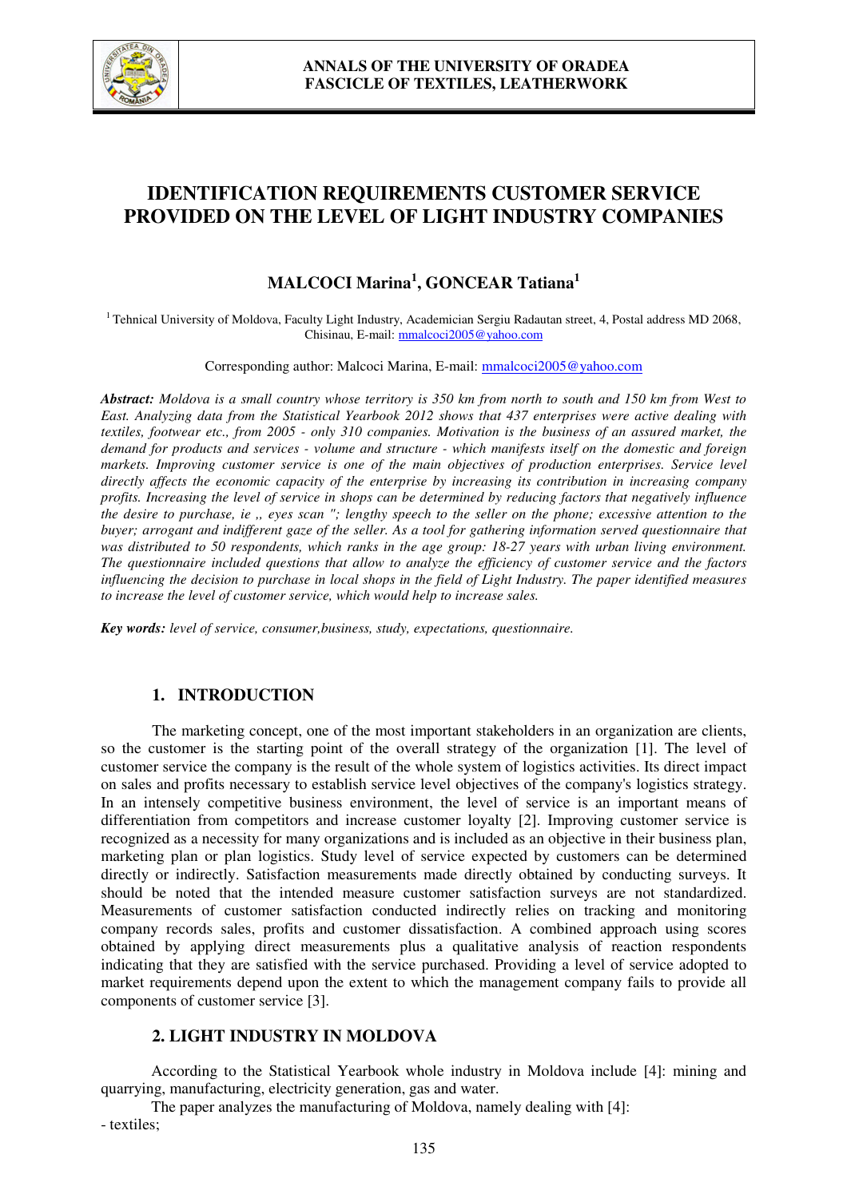# IDENTIFICATION REQUIREMENTS CUSTOMER SERVICE PROVIDED ON THE LEVEL OF LIGHT INDUSTRY COMPANIES

**MALCOCI Marina[1], GONCEAR Tatiana[1]**

[1] Tehnical University of Moldova, Faculty Light Industry, Academician Sergiu Radautan street, 4, Postal address MD 2068, Chisinau, E-mail: mmalcoci2005@yahoo.com

Corresponding author: Malcoci Marina, E-mail: mmalcoci2005@yahoo.com

***Abstract:*** *Moldova is a small country whose territory is 350 km from north to south and 150 km from West to East. Analyzing data from the Statistical Yearbook 2012 shows that 437 enterprises were active dealing with textiles, footwear etc., from 2005 - only 310 companies. Motivation is the business of an assured market, the demand for products and services - volume and structure - which manifests itself on the domestic and foreign markets. Improving customer service is one of the main objectives of production enterprises. Service level directly affects the economic capacity of the enterprise by increasing its contribution in increasing company profits. Increasing the level of service in shops can be determined by reducing factors that negatively influence the desire to purchase, ie ,, eyes scan "; lengthy speech to the seller on the phone; excessive attention to the buyer; arrogant and indifferent gaze of the seller. As a tool for gathering information served questionnaire that was distributed to 50 respondents, which ranks in the age group: 18-27 years with urban living environment. The questionnaire included questions that allow to analyze the efficiency of customer service and the factors influencing the decision to purchase in local shops in the field of Light Industry. The paper identified measures to increase the level of customer service, which would help to increase sales.*

***Key words:*** *level of service, consumer,business, study, expectations, questionnaire.*

## 1. INTRODUCTION

The marketing concept, one of the most important stakeholders in an organization are clients, so the customer is the starting point of the overall strategy of the organization [1]. The level of customer service the company is the result of the whole system of logistics activities. Its direct impact on sales and profits necessary to establish service level objectives of the company's logistics strategy. In an intensely competitive business environment, the level of service is an important means of differentiation from competitors and increase customer loyalty [2]. Improving customer service is recognized as a necessity for many organizations and is included as an objective in their business plan, marketing plan or plan logistics. Study level of service expected by customers can be determined directly or indirectly. Satisfaction measurements made directly obtained by conducting surveys. It should be noted that the intended measure customer satisfaction surveys are not standardized. Measurements of customer satisfaction conducted indirectly relies on tracking and monitoring company records sales, profits and customer dissatisfaction. A combined approach using scores obtained by applying direct measurements plus a qualitative analysis of reaction respondents indicating that they are satisfied with the service purchased. Providing a level of service adopted to market requirements depend upon the extent to which the management company fails to provide all components of customer service [3].

## 2. LIGHT INDUSTRY IN MOLDOVA

According to the Statistical Yearbook whole industry in Moldova include [4]: mining and quarrying, manufacturing, electricity generation, gas and water.

The paper analyzes the manufacturing of Moldova, namely dealing with [4]:

- textiles;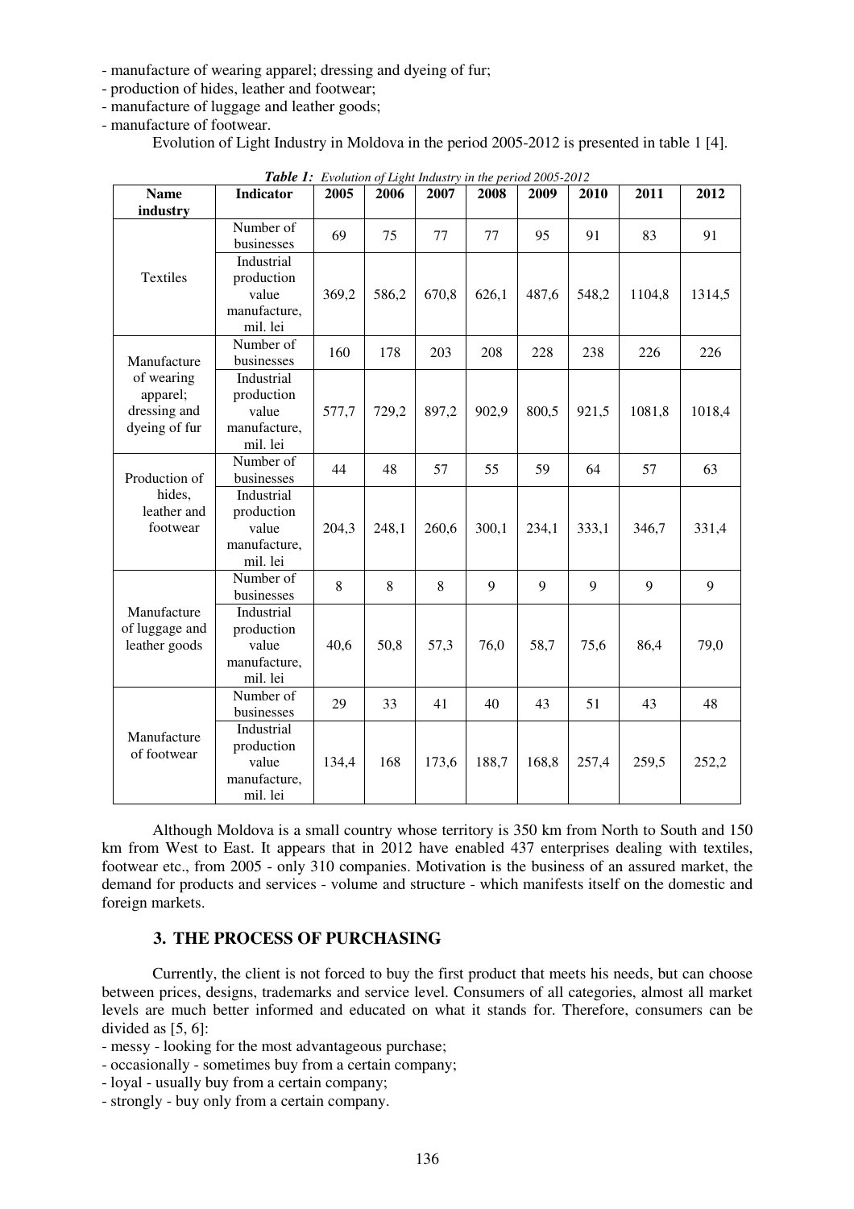- manufacture of wearing apparel; dressing and dyeing of fur;
- production of hides, leather and footwear;
- manufacture of luggage and leather goods;
- manufacture of footwear.

Evolution of Light Industry in Moldova in the period 2005-2012 is presented in table 1 [4].

***Table 1:*** *Evolution of Light Industry in the period 2005-2012*

| Name industry | Indicator | 2005 | 2006 | 2007 | 2008 | 2009 | 2010 | 2011 | 2012 |
|---|---|---|---|---|---|---|---|---|---|
| Textiles | Number of businesses | 69 | 75 | 77 | 77 | 95 | 91 | 83 | 91 |
| | Industrial production value manufacture, mil. lei | 369,2 | 586,2 | 670,8 | 626,1 | 487,6 | 548,2 | 1104,8 | 1314,5 |
| Manufacture of wearing apparel; dressing and dyeing of fur | Number of businesses | 160 | 178 | 203 | 208 | 228 | 238 | 226 | 226 |
| | Industrial production value manufacture, mil. lei | 577,7 | 729,2 | 897,2 | 902,9 | 800,5 | 921,5 | 1081,8 | 1018,4 |
| Production of hides, leather and footwear | Number of businesses | 44 | 48 | 57 | 55 | 59 | 64 | 57 | 63 |
| | Industrial production value manufacture, mil. lei | 204,3 | 248,1 | 260,6 | 300,1 | 234,1 | 333,1 | 346,7 | 331,4 |
| Manufacture of luggage and leather goods | Number of businesses | 8 | 8 | 8 | 9 | 9 | 9 | 9 | 9 |
| | Industrial production value manufacture, mil. lei | 40,6 | 50,8 | 57,3 | 76,0 | 58,7 | 75,6 | 86,4 | 79,0 |
| Manufacture of footwear | Number of businesses | 29 | 33 | 41 | 40 | 43 | 51 | 43 | 48 |
| | Industrial production value manufacture, mil. lei | 134,4 | 168 | 173,6 | 188,7 | 168,8 | 257,4 | 259,5 | 252,2 |

Although Moldova is a small country whose territory is 350 km from North to South and 150 km from West to East. It appears that in 2012 have enabled 437 enterprises dealing with textiles, footwear etc., from 2005 - only 310 companies. Motivation is the business of an assured market, the demand for products and services - volume and structure - which manifests itself on the domestic and foreign markets.

## 3. THE PROCESS OF PURCHASING

Currently, the client is not forced to buy the first product that meets his needs, but can choose between prices, designs, trademarks and service level. Consumers of all categories, almost all market levels are much better informed and educated on what it stands for. Therefore, consumers can be divided as [5, 6]:

- messy - looking for the most advantageous purchase;
- occasionally - sometimes buy from a certain company;
- loyal - usually buy from a certain company;
- strongly - buy only from a certain company.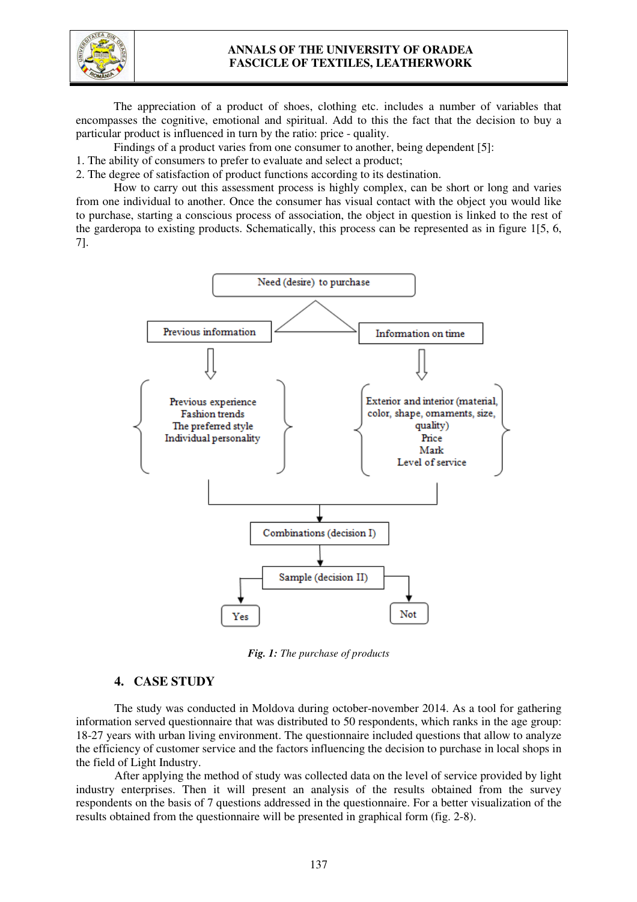The appreciation of a product of shoes, clothing etc. includes a number of variables that encompasses the cognitive, emotional and spiritual. Add to this the fact that the decision to buy a particular product is influenced in turn by the ratio: price - quality.

Findings of a product varies from one consumer to another, being dependent [5]:

1. The ability of consumers to prefer to evaluate and select a product;
2. The degree of satisfaction of product functions according to its destination.

How to carry out this assessment process is highly complex, can be short or long and varies from one individual to another. Once the consumer has visual contact with the object you would like to purchase, starting a conscious process of association, the object in question is linked to the rest of the garderopa to existing products. Schematically, this process can be represented as in figure 1[5, 6, 7].

Need (desire) to purchase

Previous information → Previous experience, Fashion trends, The preferred style, Individual personality

Information on time → Exterior and interior (material, color, shape, ornaments, size, quality), Price, Mark, Level of service

Combinations (decision I)

Sample (decision II)

Yes | Not

***Fig. 1:*** *The purchase of products*

## 4. CASE STUDY

The study was conducted in Moldova during october-november 2014. As a tool for gathering information served questionnaire that was distributed to 50 respondents, which ranks in the age group: 18-27 years with urban living environment. The questionnaire included questions that allow to analyze the efficiency of customer service and the factors influencing the decision to purchase in local shops in the field of Light Industry.

After applying the method of study was collected data on the level of service provided by light industry enterprises. Then it will present an analysis of the results obtained from the survey respondents on the basis of 7 questions addressed in the questionnaire. For a better visualization of the results obtained from the questionnaire will be presented in graphical form (fig. 2-8).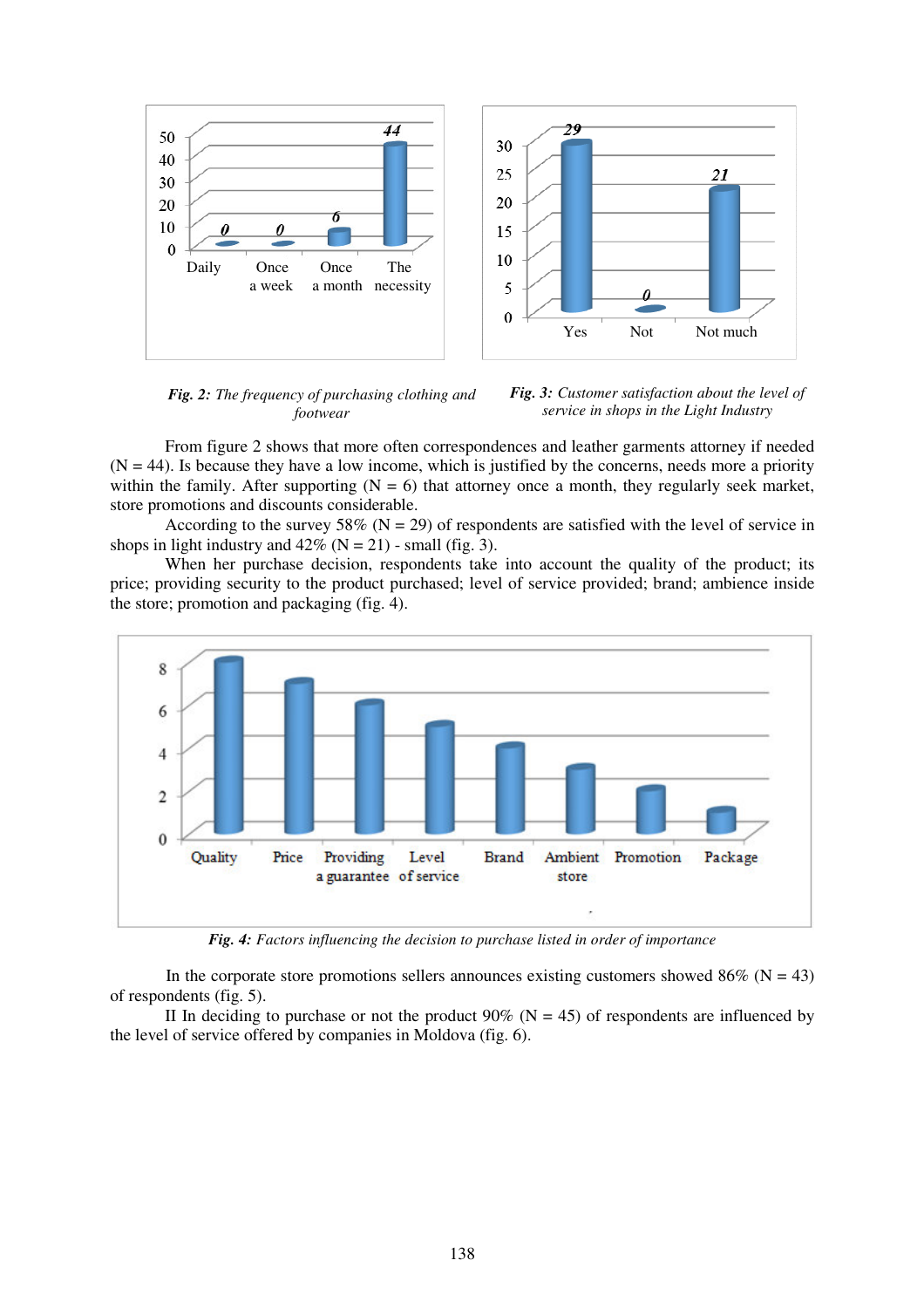*Fig. 2: The frequency of purchasing clothing and footwear*

*Fig. 3: Customer satisfaction about the level of service in shops in the Light Industry*

From figure 2 shows that more often correspondences and leather garments attorney if needed (N = 44). Is because they have a low income, which is justified by the concerns, needs more a priority within the family. After supporting (N = 6) that attorney once a month, they regularly seek market, store promotions and discounts considerable.

According to the survey 58% (N = 29) of respondents are satisfied with the level of service in shops in light industry and 42% (N = 21) - small (fig. 3).

When her purchase decision, respondents take into account the quality of the product; its price; providing security to the product purchased; level of service provided; brand; ambience inside the store; promotion and packaging (fig. 4).

*Fig. 4: Factors influencing the decision to purchase listed in order of importance*

In the corporate store promotions sellers announces existing customers showed 86% (N = 43) of respondents (fig. 5).

II In deciding to purchase or not the product 90% (N = 45) of respondents are influenced by the level of service offered by companies in Moldova (fig. 6).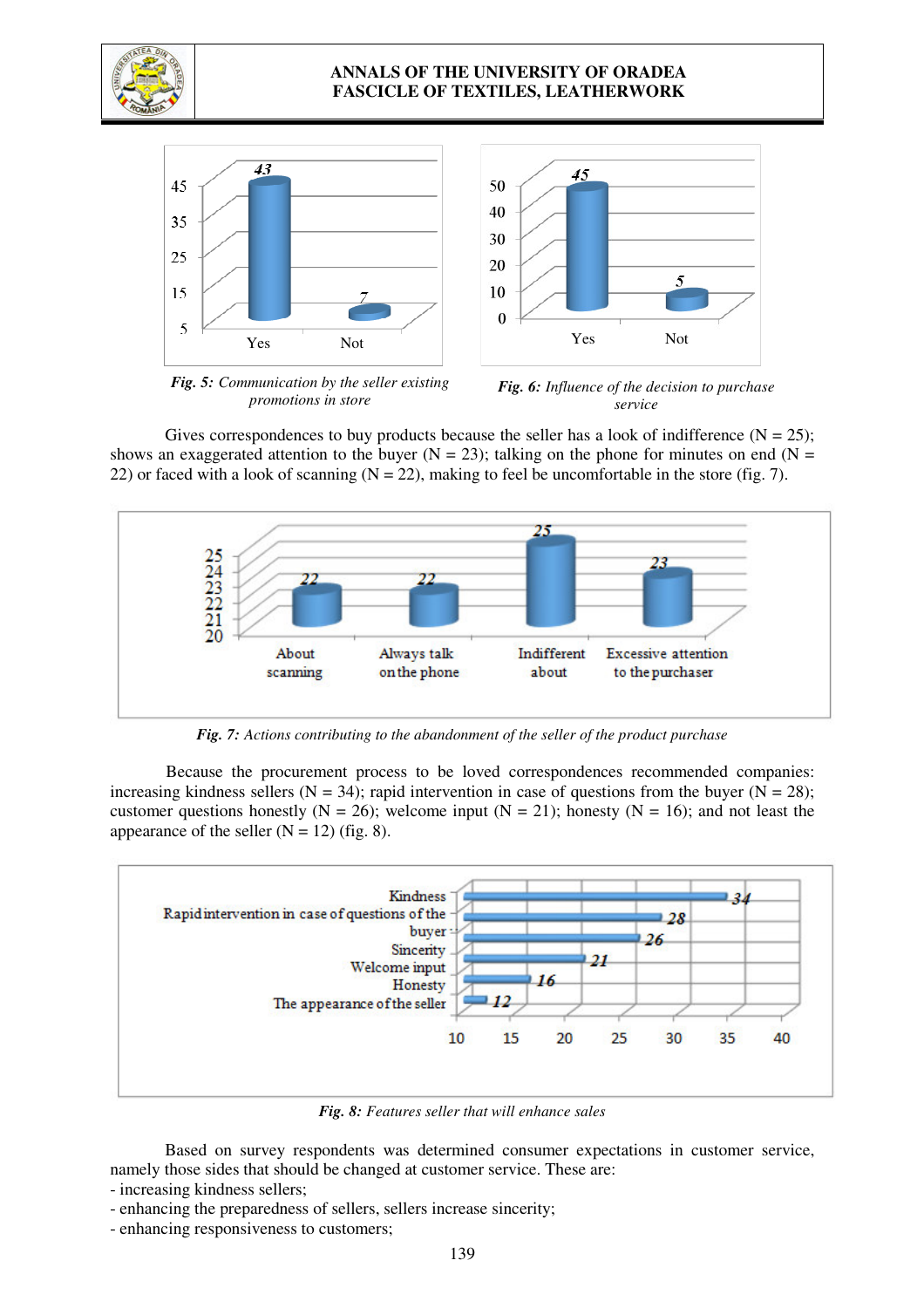*Fig. 5:* *Communication by the seller existing promotions in store*

*Fig. 6:* *Influence of the decision to purchase service*

Gives correspondences to buy products because the seller has a look of indifference (N = 25); shows an exaggerated attention to the buyer (N = 23); talking on the phone for minutes on end (N = 22) or faced with a look of scanning (N = 22), making to feel be uncomfortable in the store (fig. 7).

*Fig. 7:* *Actions contributing to the abandonment of the seller of the product purchase*

Because the procurement process to be loved correspondences recommended companies: increasing kindness sellers (N = 34); rapid intervention in case of questions from the buyer (N = 28); customer questions honestly (N = 26); welcome input (N = 21); honesty (N = 16); and not least the appearance of the seller (N = 12) (fig. 8).

*Fig. 8:* *Features seller that will enhance sales*

Based on survey respondents was determined consumer expectations in customer service, namely those sides that should be changed at customer service. These are:

- increasing kindness sellers;
- enhancing the preparedness of sellers, sellers increase sincerity;
- enhancing responsiveness to customers;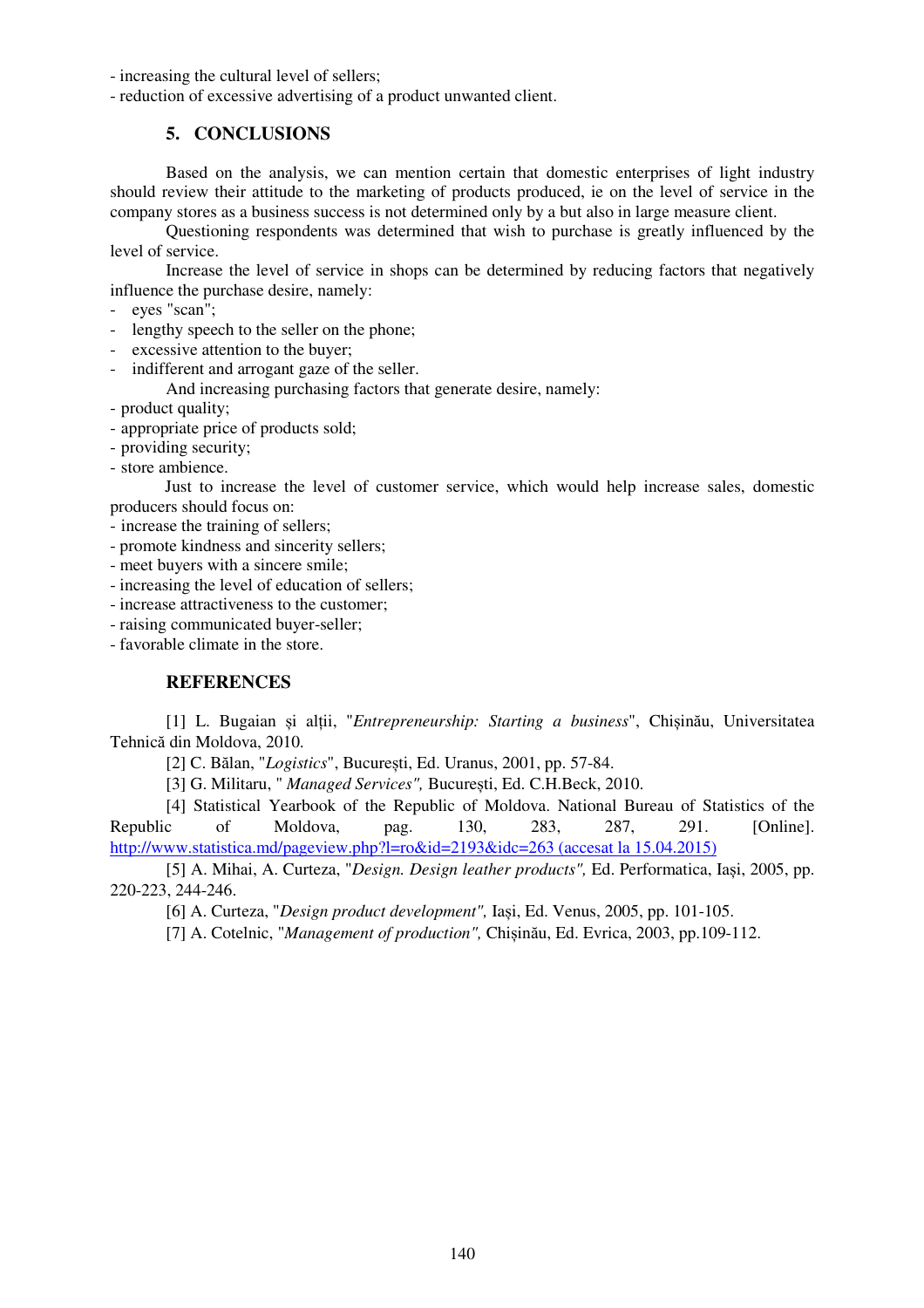- increasing the cultural level of sellers;
- reduction of excessive advertising of a product unwanted client.

## 5. CONCLUSIONS

Based on the analysis, we can mention certain that domestic enterprises of light industry should review their attitude to the marketing of products produced, ie on the level of service in the company stores as a business success is not determined only by a but also in large measure client.

Questioning respondents was determined that wish to purchase is greatly influenced by the level of service.

Increase the level of service in shops can be determined by reducing factors that negatively influence the purchase desire, namely:

- eyes "scan";
- lengthy speech to the seller on the phone;
- excessive attention to the buyer;
- indifferent and arrogant gaze of the seller.

And increasing purchasing factors that generate desire, namely:

- product quality;
- appropriate price of products sold;
- providing security;
- store ambience.

Just to increase the level of customer service, which would help increase sales, domestic producers should focus on:

- increase the training of sellers;
- promote kindness and sincerity sellers;
- meet buyers with a sincere smile;
- increasing the level of education of sellers;
- increase attractiveness to the customer;
- raising communicated buyer-seller;
- favorable climate in the store.

## REFERENCES

[1] L. Bugaian și alții, "*Entrepreneurship: Starting a business*", Chișinău, Universitatea Tehnică din Moldova, 2010.

[2] C. Bălan, "*Logistics*", București, Ed. Uranus, 2001, pp. 57-84.

[3] G. Militaru, " *Managed Services",* București, Ed. C.H.Beck, 2010.

[4] Statistical Yearbook of the Republic of Moldova. National Bureau of Statistics of the Republic of Moldova, pag. 130, 283, 287, 291. [Online]. http://www.statistica.md/pageview.php?l=ro&id=2193&idc=263 (accesat la 15.04.2015)

[5] A. Mihai, A. Curteza, "*Design. Design leather products",* Ed. Performatica, Iași, 2005, pp. 220-223, 244-246.

[6] A. Curteza, "*Design product development",* Iași, Ed. Venus, 2005, pp. 101-105.

[7] A. Cotelnic, "*Management of production",* Chișinău, Ed. Evrica, 2003, pp.109-112.